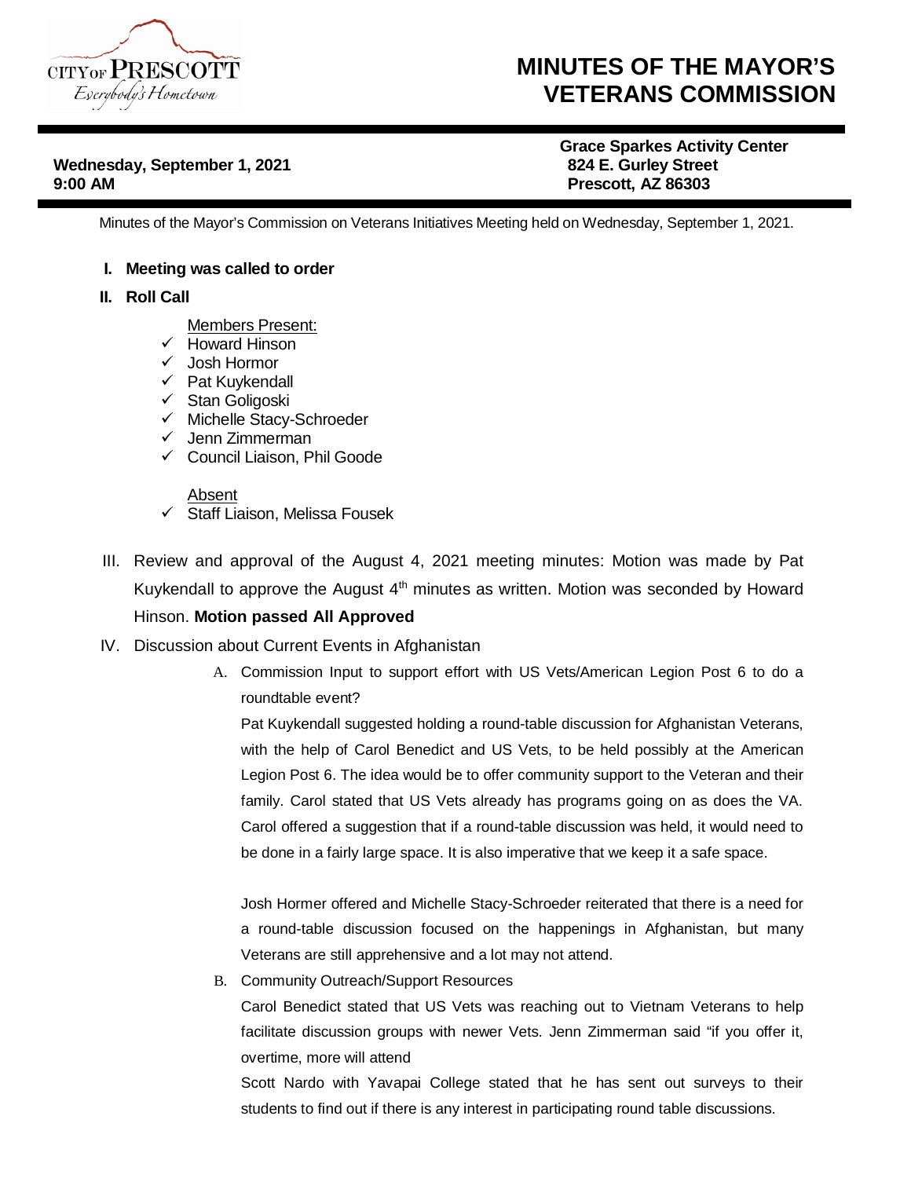CITY OF PRESCOTT
*Everybody's Hometown*

# MINUTES OF THE MAYOR'S VETERANS COMMISSION

**Wednesday, September 1, 2021**
**9:00 AM**

**Grace Sparkes Activity Center**
**824 E. Gurley Street**
**Prescott, AZ 86303**

Minutes of the Mayor's Commission on Veterans Initiatives Meeting held on Wednesday, September 1, 2021.

**I. Meeting was called to order**

**II. Roll Call**

Members Present:

- ✓ Howard Hinson
- ✓ Josh Hormor
- ✓ Pat Kuykendall
- ✓ Stan Goligoski
- ✓ Michelle Stacy-Schroeder
- ✓ Jenn Zimmerman
- ✓ Council Liaison, Phil Goode

Absent

- ✓ Staff Liaison, Melissa Fousek

III. Review and approval of the August 4, 2021 meeting minutes: Motion was made by Pat Kuykendall to approve the August 4th minutes as written. Motion was seconded by Howard Hinson. **Motion passed All Approved**

IV. Discussion about Current Events in Afghanistan

A. Commission Input to support effort with US Vets/American Legion Post 6 to do a roundtable event?

Pat Kuykendall suggested holding a round-table discussion for Afghanistan Veterans, with the help of Carol Benedict and US Vets, to be held possibly at the American Legion Post 6. The idea would be to offer community support to the Veteran and their family. Carol stated that US Vets already has programs going on as does the VA. Carol offered a suggestion that if a round-table discussion was held, it would need to be done in a fairly large space. It is also imperative that we keep it a safe space.

Josh Hormer offered and Michelle Stacy-Schroeder reiterated that there is a need for a round-table discussion focused on the happenings in Afghanistan, but many Veterans are still apprehensive and a lot may not attend.

B. Community Outreach/Support Resources

Carol Benedict stated that US Vets was reaching out to Vietnam Veterans to help facilitate discussion groups with newer Vets. Jenn Zimmerman said "if you offer it, overtime, more will attend

Scott Nardo with Yavapai College stated that he has sent out surveys to their students to find out if there is any interest in participating round table discussions.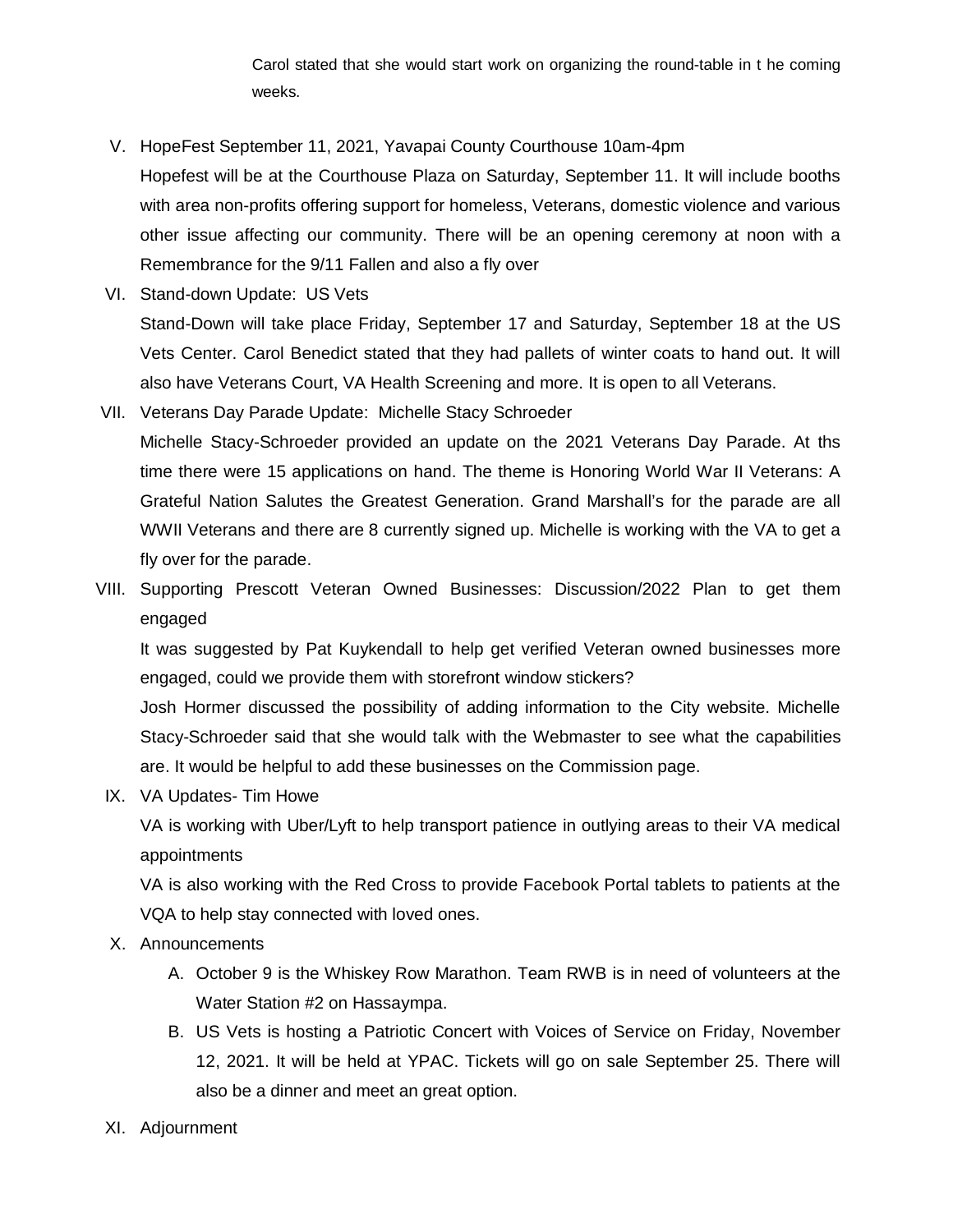Carol stated that she would start work on organizing the round-table in t he coming weeks.

V. HopeFest September 11, 2021, Yavapai County Courthouse 10am-4pm

   Hopefest will be at the Courthouse Plaza on Saturday, September 11. It will include booths with area non-profits offering support for homeless, Veterans, domestic violence and various other issue affecting our community. There will be an opening ceremony at noon with a Remembrance for the 9/11 Fallen and also a fly over

VI. Stand-down Update: US Vets

   Stand-Down will take place Friday, September 17 and Saturday, September 18 at the US Vets Center. Carol Benedict stated that they had pallets of winter coats to hand out. It will also have Veterans Court, VA Health Screening and more. It is open to all Veterans.

VII. Veterans Day Parade Update: Michelle Stacy Schroeder

   Michelle Stacy-Schroeder provided an update on the 2021 Veterans Day Parade. At ths time there were 15 applications on hand. The theme is Honoring World War II Veterans: A Grateful Nation Salutes the Greatest Generation. Grand Marshall's for the parade are all WWII Veterans and there are 8 currently signed up. Michelle is working with the VA to get a fly over for the parade.

VIII. Supporting Prescott Veteran Owned Businesses: Discussion/2022 Plan to get them engaged

   It was suggested by Pat Kuykendall to help get verified Veteran owned businesses more engaged, could we provide them with storefront window stickers?

   Josh Hormer discussed the possibility of adding information to the City website. Michelle Stacy-Schroeder said that she would talk with the Webmaster to see what the capabilities are. It would be helpful to add these businesses on the Commission page.

IX. VA Updates- Tim Howe

   VA is working with Uber/Lyft to help transport patience in outlying areas to their VA medical appointments

   VA is also working with the Red Cross to provide Facebook Portal tablets to patients at the VQA to help stay connected with loved ones.

X. Announcements

   A. October 9 is the Whiskey Row Marathon. Team RWB is in need of volunteers at the Water Station #2 on Hassaympa.
   B. US Vets is hosting a Patriotic Concert with Voices of Service on Friday, November 12, 2021. It will be held at YPAC. Tickets will go on sale September 25. There will also be a dinner and meet an great option.

XI. Adjournment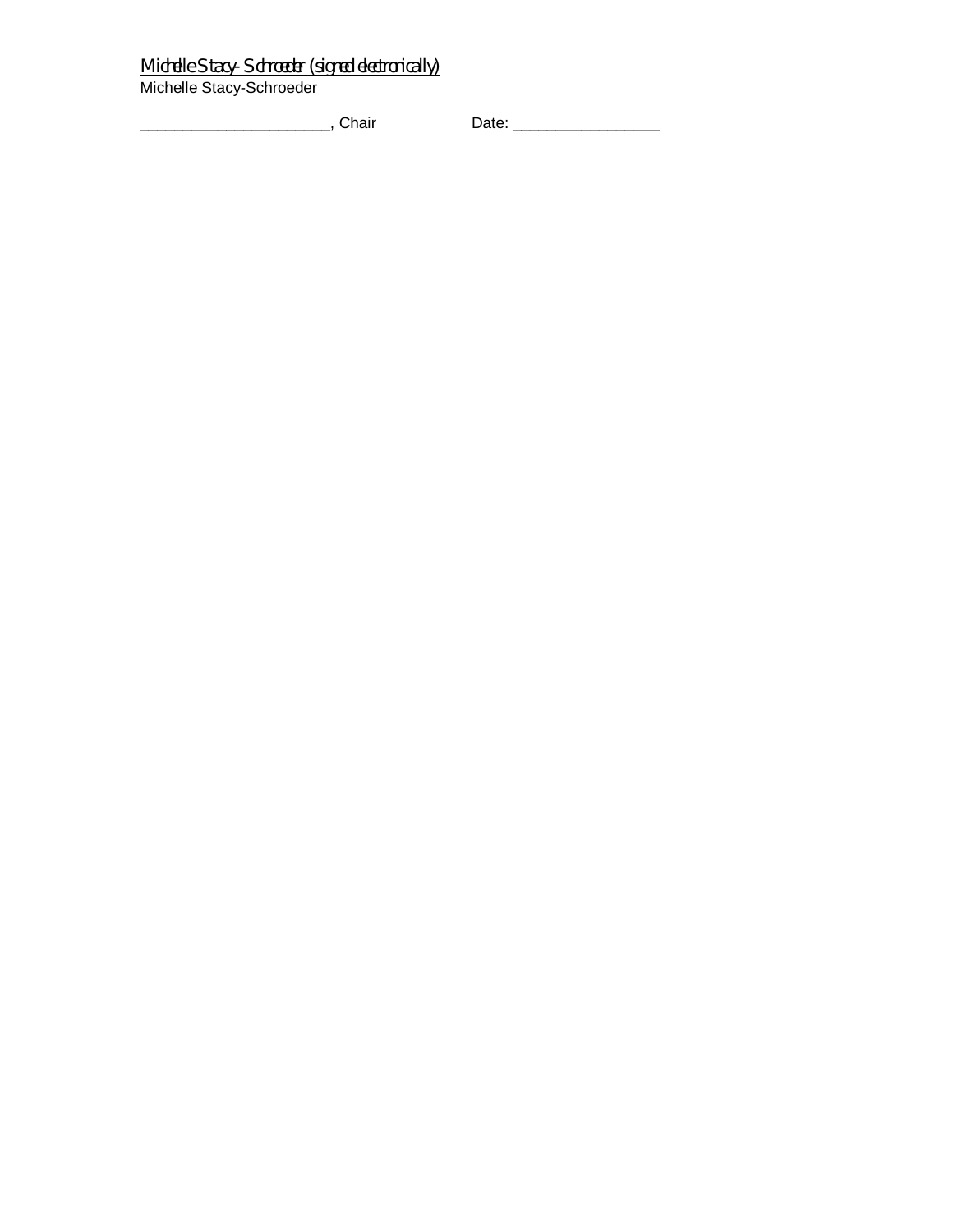Michelle Stacy-Schroeder (signed electronically)
Michelle Stacy-Schroeder

______________________, Chair Date: _________________